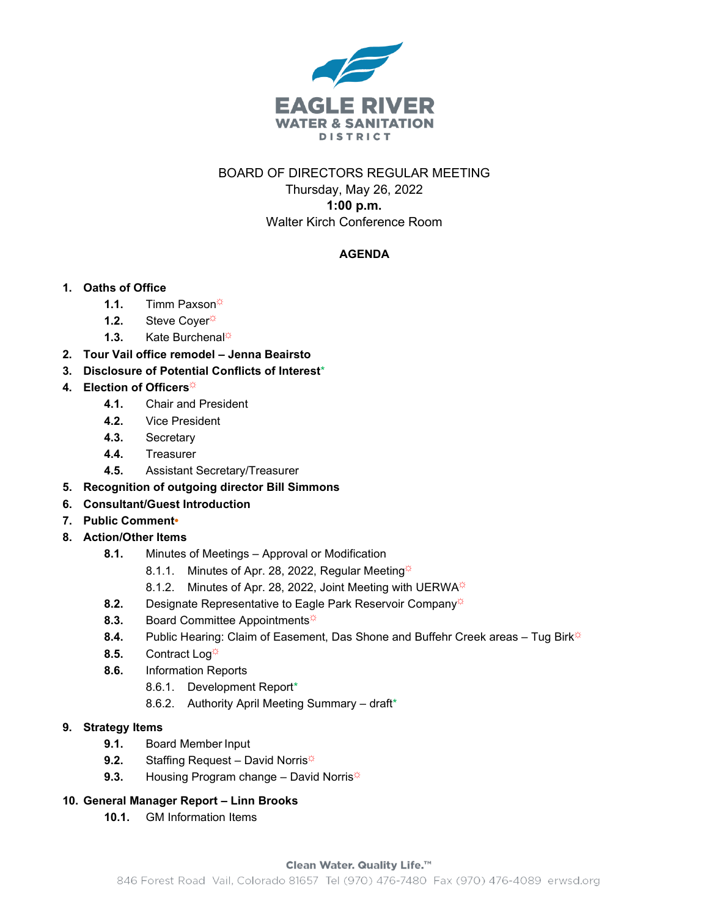EAGLE RIVER
WATER & SANITATION
DISTRICT

BOARD OF DIRECTORS REGULAR MEETING
Thursday, May 26, 2022
**1:00 p.m.**
Walter Kirch Conference Room

**AGENDA**

1. **Oaths of Office**
    - **1.1.** Timm Paxson☼
    - **1.2.** Steve Coyer☼
    - **1.3.** Kate Burchenal☼
2. **Tour Vail office remodel – Jenna Beairsto**
3. **Disclosure of Potential Conflicts of Interest***
4. **Election of Officers**☼
    - **4.1.** Chair and President
    - **4.2.** Vice President
    - **4.3.** Secretary
    - **4.4.** Treasurer
    - **4.5.** Assistant Secretary/Treasurer
5. **Recognition of outgoing director Bill Simmons**
6. **Consultant/Guest Introduction**
7. **Public Comment**•
8. **Action/Other Items**
    - **8.1.** Minutes of Meetings – Approval or Modification
        - 8.1.1. Minutes of Apr. 28, 2022, Regular Meeting☼
        - 8.1.2. Minutes of Apr. 28, 2022, Joint Meeting with UERWA☼
    - **8.2.** Designate Representative to Eagle Park Reservoir Company☼
    - **8.3.** Board Committee Appointments☼
    - **8.4.** Public Hearing: Claim of Easement, Das Shone and Buffehr Creek areas – Tug Birk☼
    - **8.5.** Contract Log☼
    - **8.6.** Information Reports
        - 8.6.1. Development Report*
        - 8.6.2. Authority April Meeting Summary – draft*
9. **Strategy Items**
    - **9.1.** Board Member Input
    - **9.2.** Staffing Request – David Norris☼
    - **9.3.** Housing Program change – David Norris☼
10. **General Manager Report – Linn Brooks**
    - **10.1.** GM Information Items

Clean Water. Quality Life.™
846 Forest Road Vail, Colorado 81657 Tel (970) 476-7480 Fax (970) 476-4089 erwsd.org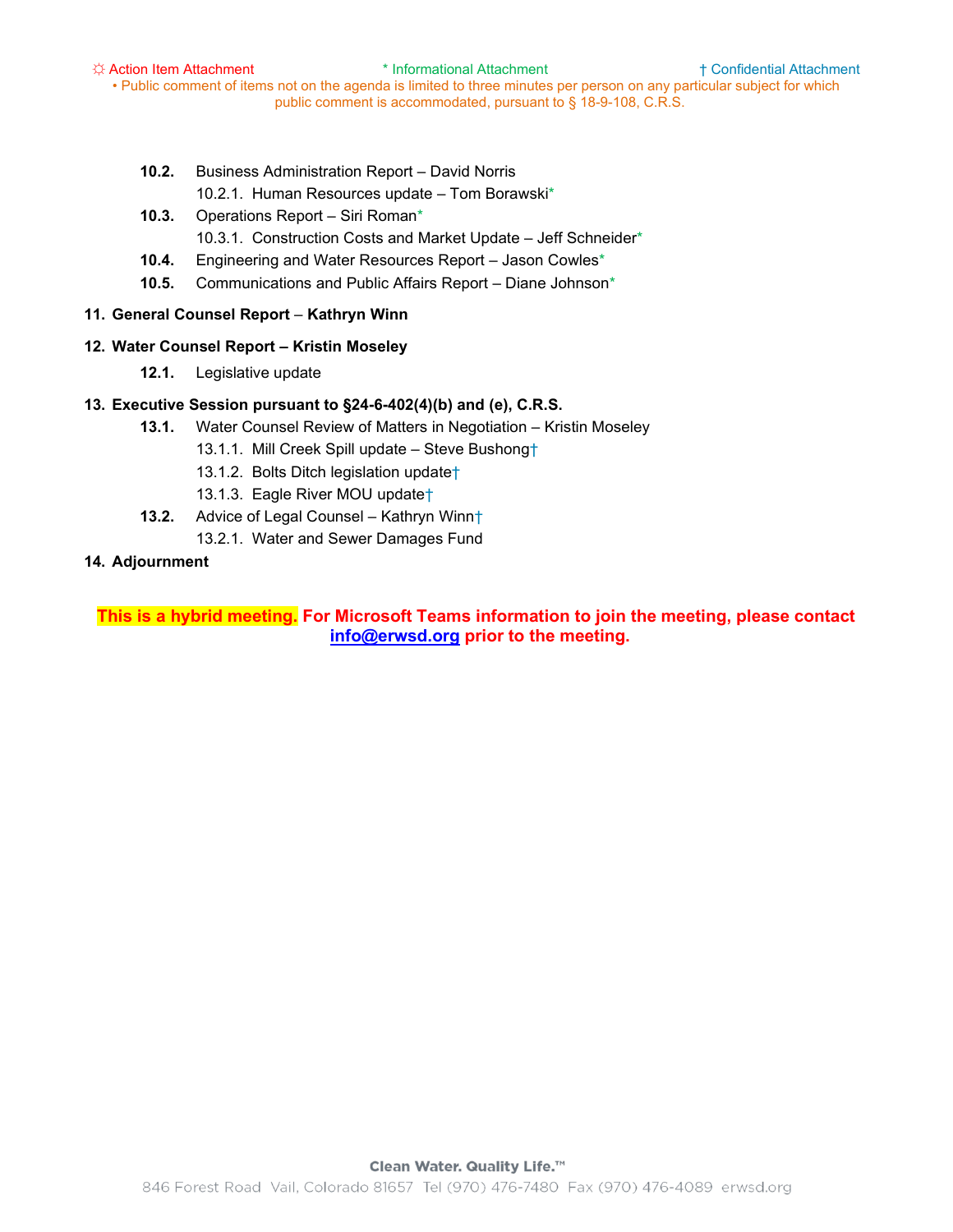☼ Action Item Attachment * Informational Attachment † Confidential Attachment

• Public comment of items not on the agenda is limited to three minutes per person on any particular subject for which public comment is accommodated, pursuant to § 18-9-108, C.R.S.

- **10.2.** Business Administration Report – David Norris
  - 10.2.1. Human Resources update – Tom Borawski*
- **10.3.** Operations Report – Siri Roman*
  - 10.3.1. Construction Costs and Market Update – Jeff Schneider*
- **10.4.** Engineering and Water Resources Report – Jason Cowles*
- **10.5.** Communications and Public Affairs Report – Diane Johnson*

**11. General Counsel Report – Kathryn Winn**

**12. Water Counsel Report – Kristin Moseley**

- **12.1.** Legislative update

**13. Executive Session pursuant to §24-6-402(4)(b) and (e), C.R.S.**

- **13.1.** Water Counsel Review of Matters in Negotiation – Kristin Moseley
  - 13.1.1. Mill Creek Spill update – Steve Bushong†
  - 13.1.2. Bolts Ditch legislation update†
  - 13.1.3. Eagle River MOU update†
- **13.2.** Advice of Legal Counsel – Kathryn Winn†
  - 13.2.1. Water and Sewer Damages Fund

**14. Adjournment**

**This is a hybrid meeting. For Microsoft Teams information to join the meeting, please contact info@erwsd.org prior to the meeting.**

Clean Water. Quality Life.™

846 Forest Road Vail, Colorado 81657 Tel (970) 476-7480 Fax (970) 476-4089 erwsd.org